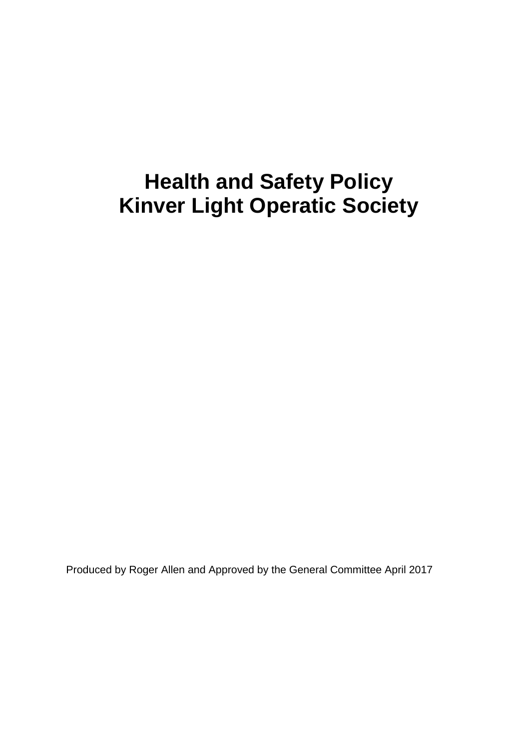# Health and Safety Policy
# Kinver Light Operatic Society

Produced by Roger Allen and Approved by the General Committee April 2017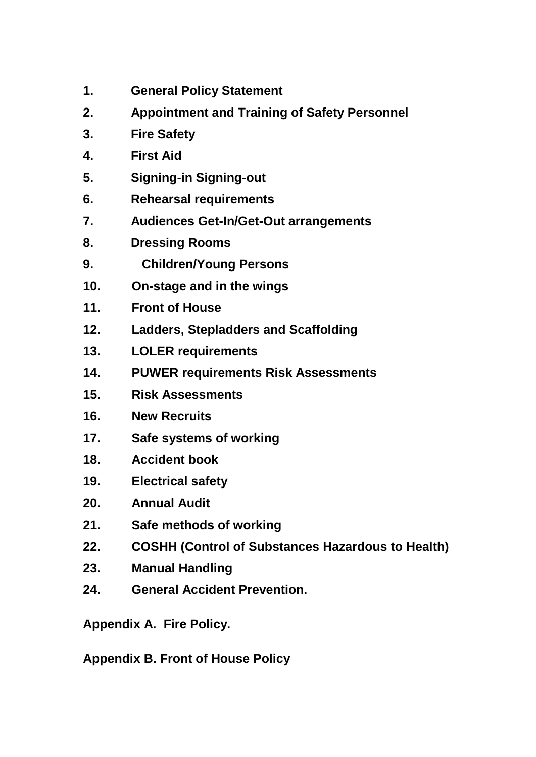**1. General Policy Statement**

**2. Appointment and Training of Safety Personnel**

**3. Fire Safety**

**4. First Aid**

**5. Signing-in Signing-out**

**6. Rehearsal requirements**

**7. Audiences Get-In/Get-Out arrangements**

**8. Dressing Rooms**

**9. Children/Young Persons**

**10. On-stage and in the wings**

**11. Front of House**

**12. Ladders, Stepladders and Scaffolding**

**13. LOLER requirements**

**14. PUWER requirements Risk Assessments**

**15. Risk Assessments**

**16. New Recruits**

**17. Safe systems of working**

**18. Accident book**

**19. Electrical safety**

**20. Annual Audit**

**21. Safe methods of working**

**22. COSHH (Control of Substances Hazardous to Health)**

**23. Manual Handling**

**24. General Accident Prevention.**

**Appendix A. Fire Policy.**

**Appendix B. Front of House Policy**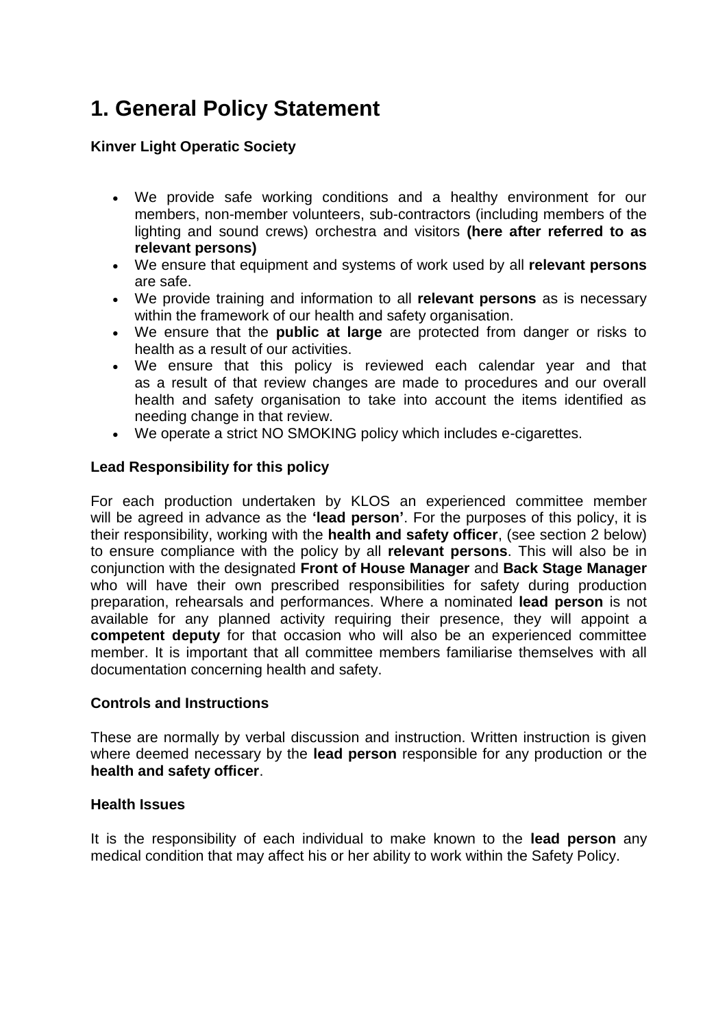# 1. General Policy Statement

**Kinver Light Operatic Society**

- We provide safe working conditions and a healthy environment for our members, non-member volunteers, sub-contractors (including members of the lighting and sound crews) orchestra and visitors **(here after referred to as relevant persons)**
- We ensure that equipment and systems of work used by all **relevant persons** are safe.
- We provide training and information to all **relevant persons** as is necessary within the framework of our health and safety organisation.
- We ensure that the **public at large** are protected from danger or risks to health as a result of our activities.
- We ensure that this policy is reviewed each calendar year and that as a result of that review changes are made to procedures and our overall health and safety organisation to take into account the items identified as needing change in that review.
- We operate a strict NO SMOKING policy which includes e-cigarettes.

**Lead Responsibility for this policy**

For each production undertaken by KLOS an experienced committee member will be agreed in advance as the **'lead person'**. For the purposes of this policy, it is their responsibility, working with the **health and safety officer**, (see section 2 below) to ensure compliance with the policy by all **relevant persons**. This will also be in conjunction with the designated **Front of House Manager** and **Back Stage Manager** who will have their own prescribed responsibilities for safety during production preparation, rehearsals and performances. Where a nominated **lead person** is not available for any planned activity requiring their presence, they will appoint a **competent deputy** for that occasion who will also be an experienced committee member. It is important that all committee members familiarise themselves with all documentation concerning health and safety.

**Controls and Instructions**

These are normally by verbal discussion and instruction. Written instruction is given where deemed necessary by the **lead person** responsible for any production or the **health and safety officer**.

**Health Issues**

It is the responsibility of each individual to make known to the **lead person** any medical condition that may affect his or her ability to work within the Safety Policy.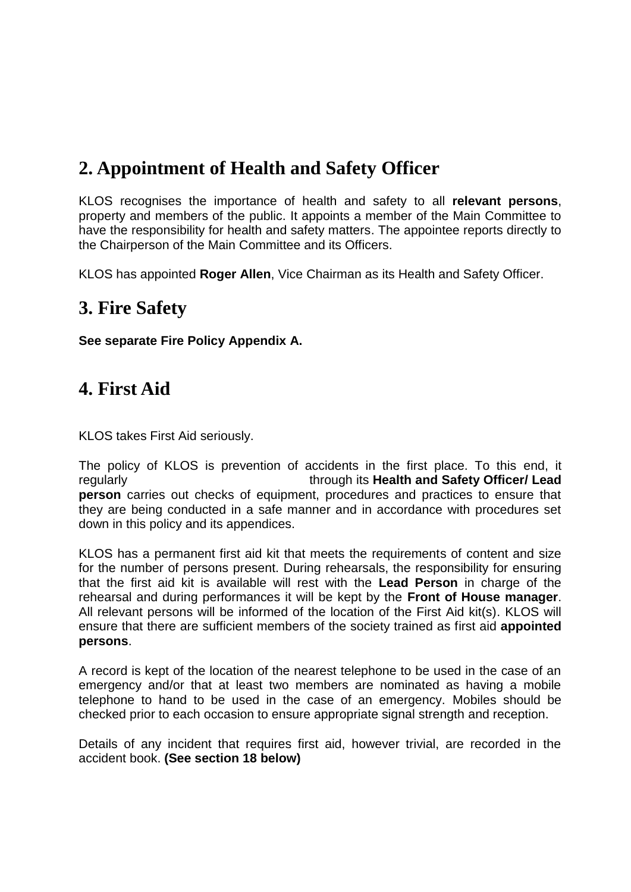## 2. Appointment of Health and Safety Officer

KLOS recognises the importance of health and safety to all **relevant persons**, property and members of the public. It appoints a member of the Main Committee to have the responsibility for health and safety matters. The appointee reports directly to the Chairperson of the Main Committee and its Officers.

KLOS has appointed **Roger Allen**, Vice Chairman as its Health and Safety Officer.

## 3. Fire Safety

**See separate Fire Policy Appendix A.**

## 4. First Aid

KLOS takes First Aid seriously.

The policy of KLOS is prevention of accidents in the first place. To this end, it regularly through its **Health and Safety Officer/ Lead person** carries out checks of equipment, procedures and practices to ensure that they are being conducted in a safe manner and in accordance with procedures set down in this policy and its appendices.

KLOS has a permanent first aid kit that meets the requirements of content and size for the number of persons present. During rehearsals, the responsibility for ensuring that the first aid kit is available will rest with the **Lead Person** in charge of the rehearsal and during performances it will be kept by the **Front of House manager**. All relevant persons will be informed of the location of the First Aid kit(s). KLOS will ensure that there are sufficient members of the society trained as first aid **appointed persons**.

A record is kept of the location of the nearest telephone to be used in the case of an emergency and/or that at least two members are nominated as having a mobile telephone to hand to be used in the case of an emergency. Mobiles should be checked prior to each occasion to ensure appropriate signal strength and reception.

Details of any incident that requires first aid, however trivial, are recorded in the accident book. **(See section 18 below)**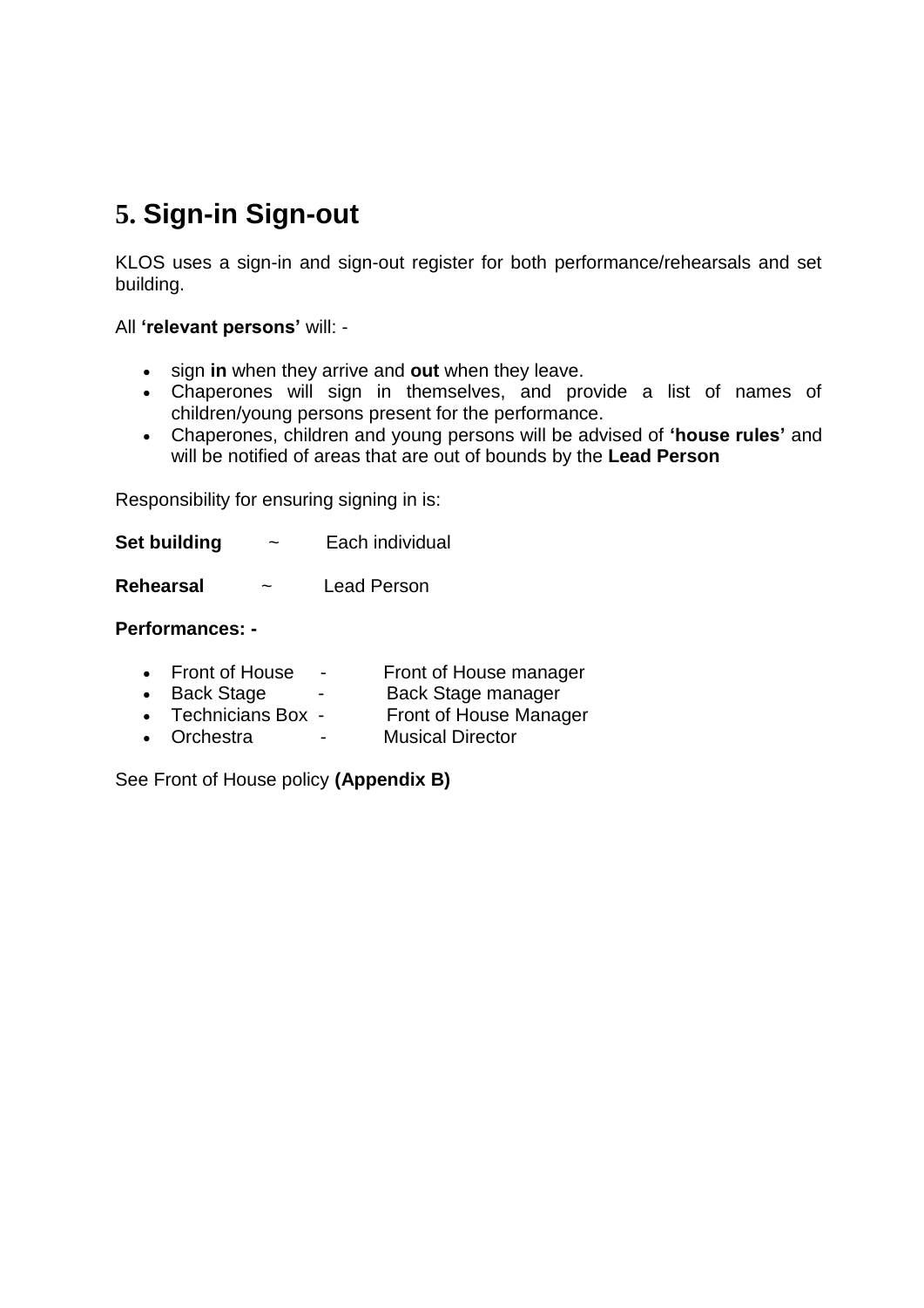## 5. Sign-in Sign-out

KLOS uses a sign-in and sign-out register for both performance/rehearsals and set building.

All **'relevant persons'** will: -

- sign **in** when they arrive and **out** when they leave.
- Chaperones will sign in themselves, and provide a list of names of children/young persons present for the performance.
- Chaperones, children and young persons will be advised of **'house rules'** and will be notified of areas that are out of bounds by the **Lead Person**

Responsibility for ensuring signing in is:

**Set building** ~ Each individual

**Rehearsal** ~ Lead Person

**Performances: -**

- Front of House - Front of House manager
- Back Stage - Back Stage manager
- Technicians Box - Front of House Manager
- Orchestra - Musical Director

See Front of House policy **(Appendix B)**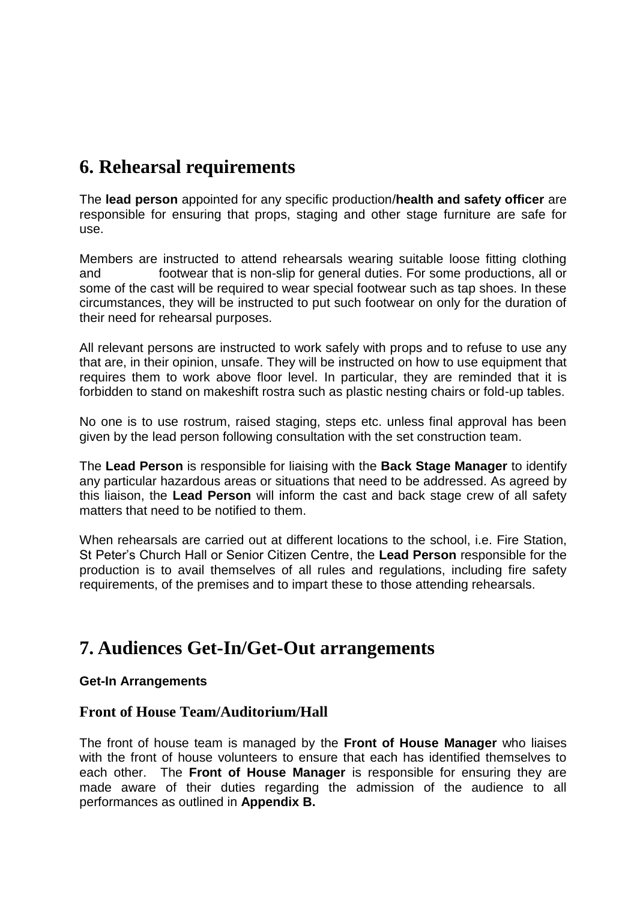## 6. Rehearsal requirements

The **lead person** appointed for any specific production/**health and safety officer** are responsible for ensuring that props, staging and other stage furniture are safe for use.

Members are instructed to attend rehearsals wearing suitable loose fitting clothing and footwear that is non-slip for general duties. For some productions, all or some of the cast will be required to wear special footwear such as tap shoes. In these circumstances, they will be instructed to put such footwear on only for the duration of their need for rehearsal purposes.

All relevant persons are instructed to work safely with props and to refuse to use any that are, in their opinion, unsafe. They will be instructed on how to use equipment that requires them to work above floor level. In particular, they are reminded that it is forbidden to stand on makeshift rostra such as plastic nesting chairs or fold-up tables.

No one is to use rostrum, raised staging, steps etc. unless final approval has been given by the lead person following consultation with the set construction team.

The **Lead Person** is responsible for liaising with the **Back Stage Manager** to identify any particular hazardous areas or situations that need to be addressed. As agreed by this liaison, the **Lead Person** will inform the cast and back stage crew of all safety matters that need to be notified to them.

When rehearsals are carried out at different locations to the school, i.e. Fire Station, St Peter's Church Hall or Senior Citizen Centre, the **Lead Person** responsible for the production is to avail themselves of all rules and regulations, including fire safety requirements, of the premises and to impart these to those attending rehearsals.

## 7. Audiences Get-In/Get-Out arrangements

**Get-In Arrangements**

### Front of House Team/Auditorium/Hall

The front of house team is managed by the **Front of House Manager** who liaises with the front of house volunteers to ensure that each has identified themselves to each other. The **Front of House Manager** is responsible for ensuring they are made aware of their duties regarding the admission of the audience to all performances as outlined in **Appendix B.**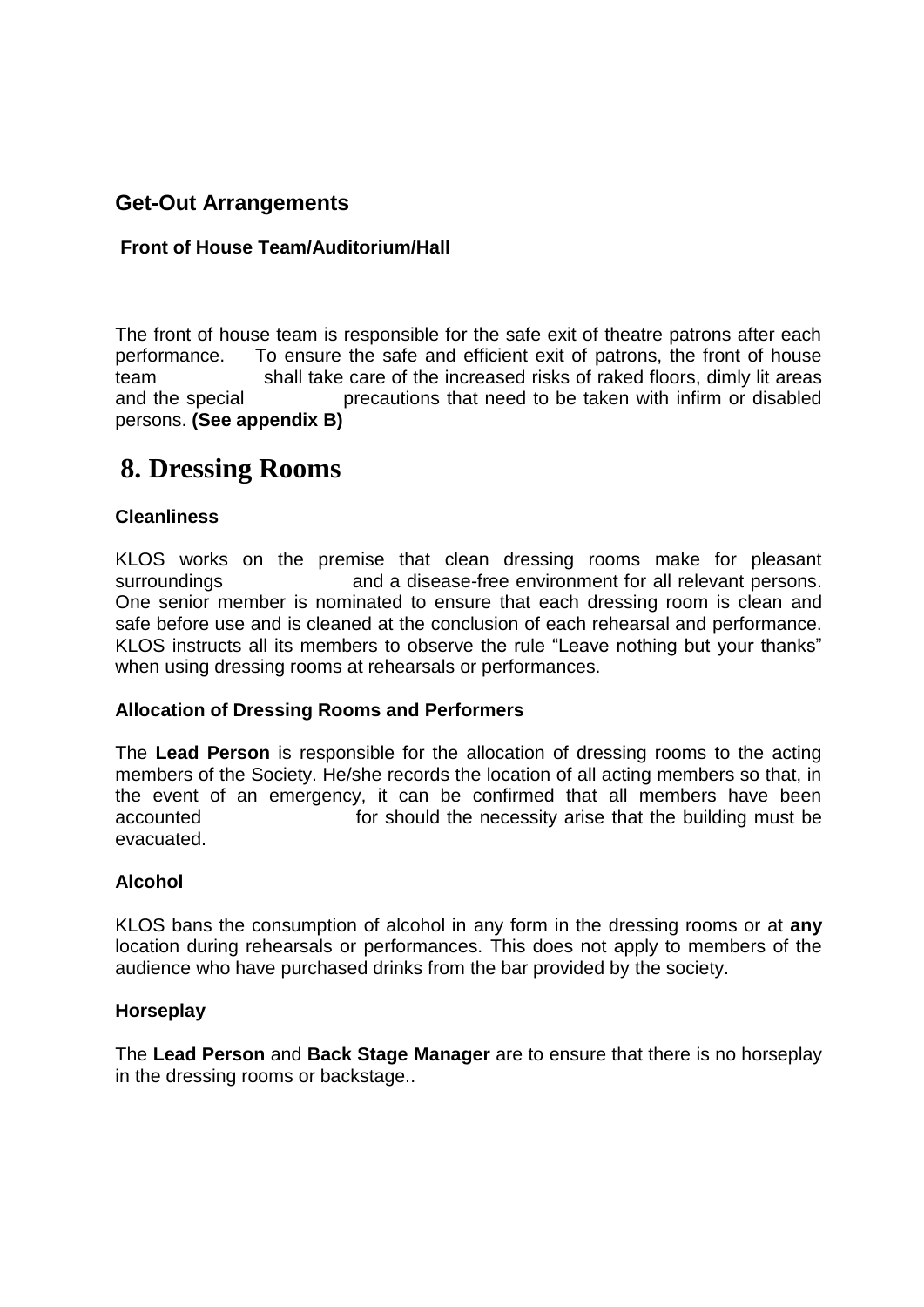## Get-Out Arrangements

### Front of House Team/Auditorium/Hall

The front of house team is responsible for the safe exit of theatre patrons after each performance. To ensure the safe and efficient exit of patrons, the front of house team shall take care of the increased risks of raked floors, dimly lit areas and the special precautions that need to be taken with infirm or disabled persons. **(See appendix B)**

# 8. Dressing Rooms

### Cleanliness

KLOS works on the premise that clean dressing rooms make for pleasant surroundings and a disease-free environment for all relevant persons. One senior member is nominated to ensure that each dressing room is clean and safe before use and is cleaned at the conclusion of each rehearsal and performance. KLOS instructs all its members to observe the rule “Leave nothing but your thanks” when using dressing rooms at rehearsals or performances.

### Allocation of Dressing Rooms and Performers

The **Lead Person** is responsible for the allocation of dressing rooms to the acting members of the Society. He/she records the location of all acting members so that, in the event of an emergency, it can be confirmed that all members have been accounted for should the necessity arise that the building must be evacuated.

### Alcohol

KLOS bans the consumption of alcohol in any form in the dressing rooms or at **any** location during rehearsals or performances. This does not apply to members of the audience who have purchased drinks from the bar provided by the society.

### Horseplay

The **Lead Person** and **Back Stage Manager** are to ensure that there is no horseplay in the dressing rooms or backstage..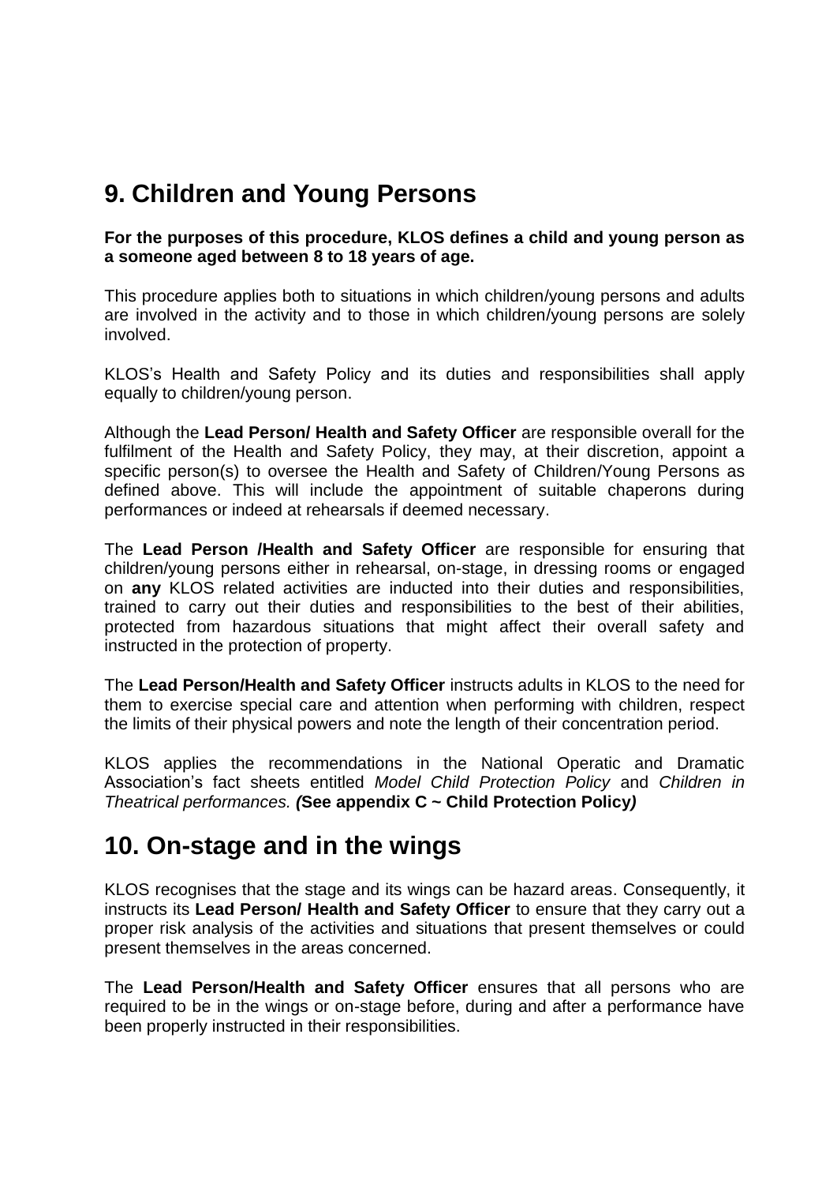## 9. Children and Young Persons

**For the purposes of this procedure, KLOS defines a child and young person as a someone aged between 8 to 18 years of age.**

This procedure applies both to situations in which children/young persons and adults are involved in the activity and to those in which children/young persons are solely involved.

KLOS's Health and Safety Policy and its duties and responsibilities shall apply equally to children/young person.

Although the **Lead Person/ Health and Safety Officer** are responsible overall for the fulfilment of the Health and Safety Policy, they may, at their discretion, appoint a specific person(s) to oversee the Health and Safety of Children/Young Persons as defined above. This will include the appointment of suitable chaperons during performances or indeed at rehearsals if deemed necessary.

The **Lead Person /Health and Safety Officer** are responsible for ensuring that children/young persons either in rehearsal, on-stage, in dressing rooms or engaged on **any** KLOS related activities are inducted into their duties and responsibilities, trained to carry out their duties and responsibilities to the best of their abilities, protected from hazardous situations that might affect their overall safety and instructed in the protection of property.

The **Lead Person/Health and Safety Officer** instructs adults in KLOS to the need for them to exercise special care and attention when performing with children, respect the limits of their physical powers and note the length of their concentration period.

KLOS applies the recommendations in the National Operatic and Dramatic Association's fact sheets entitled *Model Child Protection Policy* and *Children in Theatrical performances.* ***(*****See appendix C ~ Child Protection Policy*****)***

## 10. On-stage and in the wings

KLOS recognises that the stage and its wings can be hazard areas. Consequently, it instructs its **Lead Person/ Health and Safety Officer** to ensure that they carry out a proper risk analysis of the activities and situations that present themselves or could present themselves in the areas concerned.

The **Lead Person/Health and Safety Officer** ensures that all persons who are required to be in the wings or on-stage before, during and after a performance have been properly instructed in their responsibilities.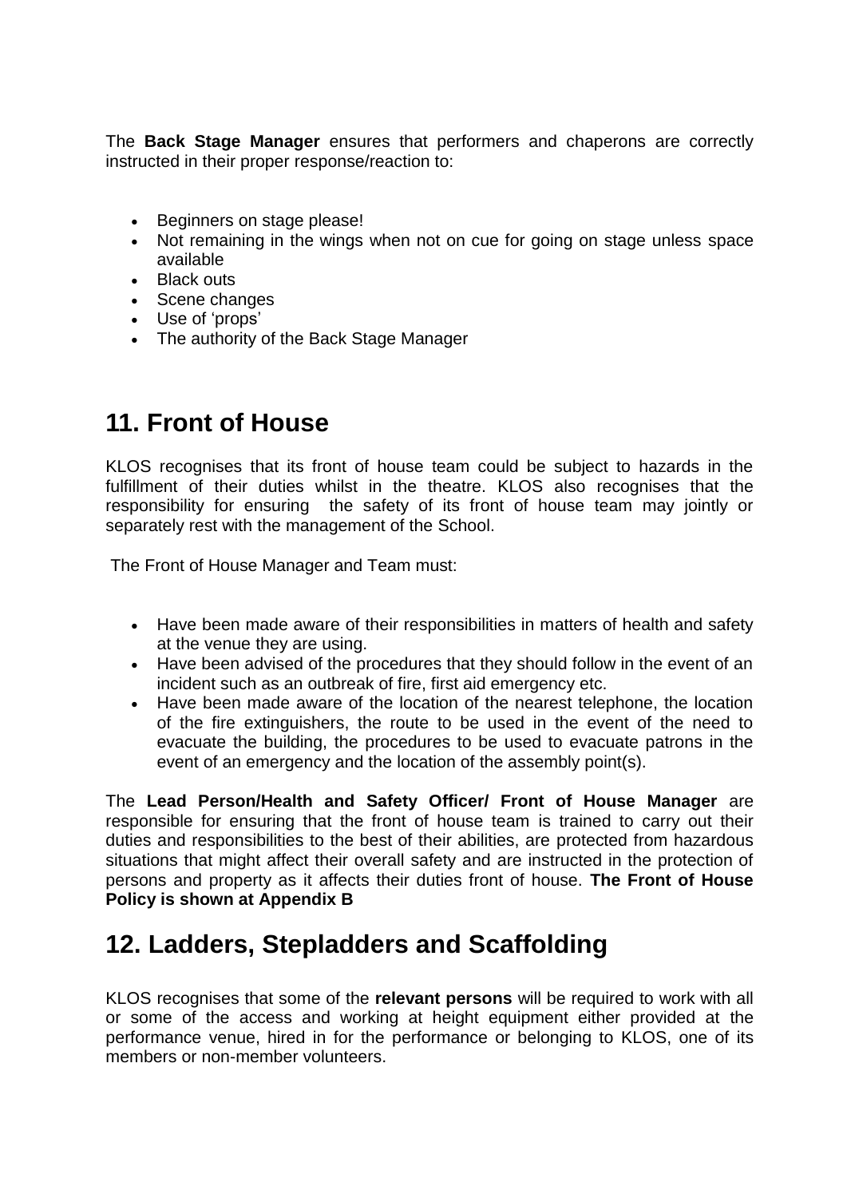The **Back Stage Manager** ensures that performers and chaperons are correctly instructed in their proper response/reaction to:

- Beginners on stage please!
- Not remaining in the wings when not on cue for going on stage unless space available
- Black outs
- Scene changes
- Use of 'props'
- The authority of the Back Stage Manager

## 11. Front of House

KLOS recognises that its front of house team could be subject to hazards in the fulfillment of their duties whilst in the theatre. KLOS also recognises that the responsibility for ensuring the safety of its front of house team may jointly or separately rest with the management of the School.

The Front of House Manager and Team must:

- Have been made aware of their responsibilities in matters of health and safety at the venue they are using.
- Have been advised of the procedures that they should follow in the event of an incident such as an outbreak of fire, first aid emergency etc.
- Have been made aware of the location of the nearest telephone, the location of the fire extinguishers, the route to be used in the event of the need to evacuate the building, the procedures to be used to evacuate patrons in the event of an emergency and the location of the assembly point(s).

The **Lead Person/Health and Safety Officer/ Front of House Manager** are responsible for ensuring that the front of house team is trained to carry out their duties and responsibilities to the best of their abilities, are protected from hazardous situations that might affect their overall safety and are instructed in the protection of persons and property as it affects their duties front of house. **The Front of House Policy is shown at Appendix B**

## 12. Ladders, Stepladders and Scaffolding

KLOS recognises that some of the **relevant persons** will be required to work with all or some of the access and working at height equipment either provided at the performance venue, hired in for the performance or belonging to KLOS, one of its members or non-member volunteers.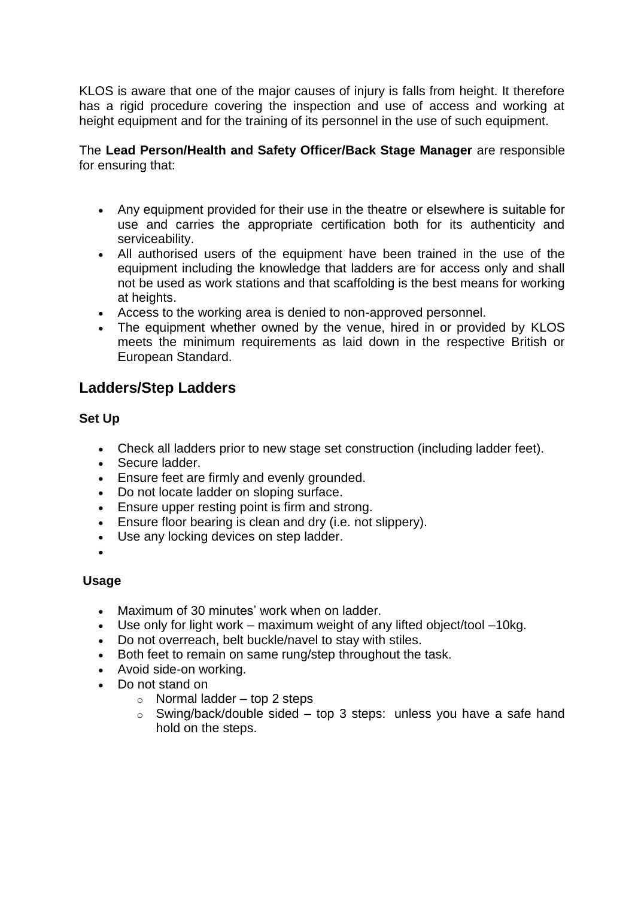KLOS is aware that one of the major causes of injury is falls from height. It therefore has a rigid procedure covering the inspection and use of access and working at height equipment and for the training of its personnel in the use of such equipment.

The **Lead Person/Health and Safety Officer/Back Stage Manager** are responsible for ensuring that:

- Any equipment provided for their use in the theatre or elsewhere is suitable for use and carries the appropriate certification both for its authenticity and serviceability.
- All authorised users of the equipment have been trained in the use of the equipment including the knowledge that ladders are for access only and shall not be used as work stations and that scaffolding is the best means for working at heights.
- Access to the working area is denied to non-approved personnel.
- The equipment whether owned by the venue, hired in or provided by KLOS meets the minimum requirements as laid down in the respective British or European Standard.

## Ladders/Step Ladders

### Set Up

- Check all ladders prior to new stage set construction (including ladder feet).
- Secure ladder.
- Ensure feet are firmly and evenly grounded.
- Do not locate ladder on sloping surface.
- Ensure upper resting point is firm and strong.
- Ensure floor bearing is clean and dry (i.e. not slippery).
- Use any locking devices on step ladder.

### Usage

- Maximum of 30 minutes' work when on ladder.
- Use only for light work – maximum weight of any lifted object/tool –10kg.
- Do not overreach, belt buckle/navel to stay with stiles.
- Both feet to remain on same rung/step throughout the task.
- Avoid side-on working.
- Do not stand on
  - Normal ladder – top 2 steps
  - Swing/back/double sided – top 3 steps: unless you have a safe hand hold on the steps.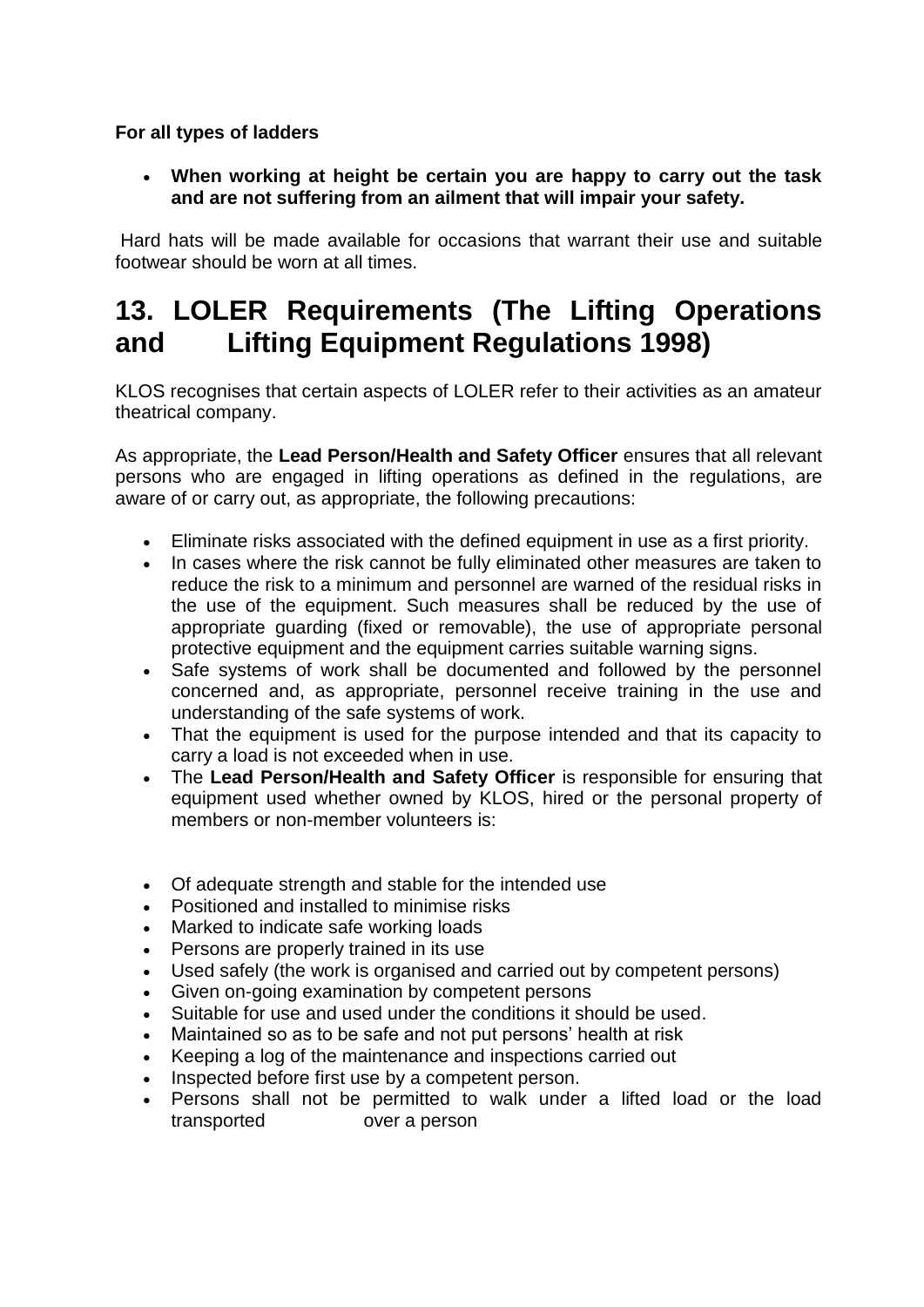**For all types of ladders**

- **When working at height be certain you are happy to carry out the task and are not suffering from an ailment that will impair your safety.**

Hard hats will be made available for occasions that warrant their use and suitable footwear should be worn at all times.

# 13. LOLER Requirements (The Lifting Operations and Lifting Equipment Regulations 1998)

KLOS recognises that certain aspects of LOLER refer to their activities as an amateur theatrical company.

As appropriate, the **Lead Person/Health and Safety Officer** ensures that all relevant persons who are engaged in lifting operations as defined in the regulations, are aware of or carry out, as appropriate, the following precautions:

- Eliminate risks associated with the defined equipment in use as a first priority.
- In cases where the risk cannot be fully eliminated other measures are taken to reduce the risk to a minimum and personnel are warned of the residual risks in the use of the equipment. Such measures shall be reduced by the use of appropriate guarding (fixed or removable), the use of appropriate personal protective equipment and the equipment carries suitable warning signs.
- Safe systems of work shall be documented and followed by the personnel concerned and, as appropriate, personnel receive training in the use and understanding of the safe systems of work.
- That the equipment is used for the purpose intended and that its capacity to carry a load is not exceeded when in use.
- The **Lead Person/Health and Safety Officer** is responsible for ensuring that equipment used whether owned by KLOS, hired or the personal property of members or non-member volunteers is:

- Of adequate strength and stable for the intended use
- Positioned and installed to minimise risks
- Marked to indicate safe working loads
- Persons are properly trained in its use
- Used safely (the work is organised and carried out by competent persons)
- Given on-going examination by competent persons
- Suitable for use and used under the conditions it should be used.
- Maintained so as to be safe and not put persons' health at risk
- Keeping a log of the maintenance and inspections carried out
- Inspected before first use by a competent person.
- Persons shall not be permitted to walk under a lifted load or the load transported over a person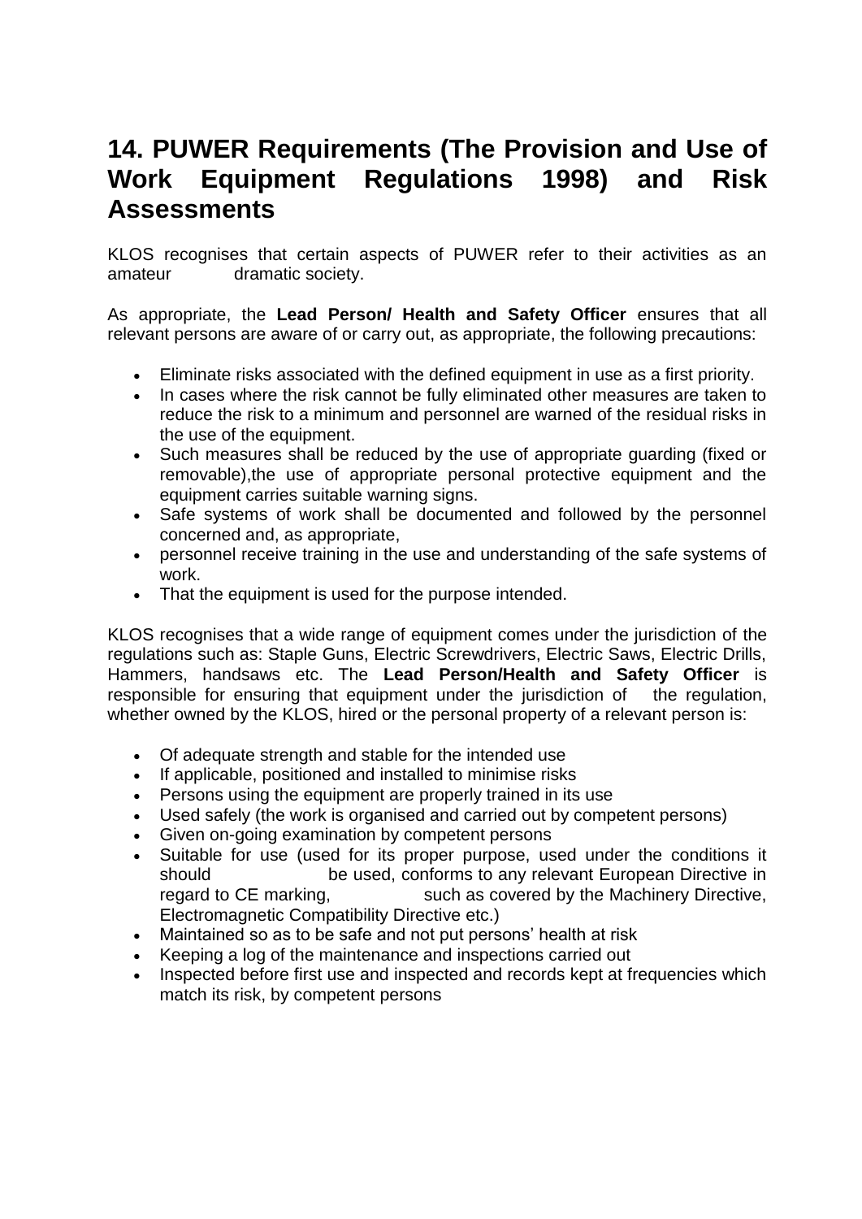## 14. PUWER Requirements (The Provision and Use of Work Equipment Regulations 1998) and Risk Assessments

KLOS recognises that certain aspects of PUWER refer to their activities as an amateur dramatic society.

As appropriate, the **Lead Person/ Health and Safety Officer** ensures that all relevant persons are aware of or carry out, as appropriate, the following precautions:

- Eliminate risks associated with the defined equipment in use as a first priority.
- In cases where the risk cannot be fully eliminated other measures are taken to reduce the risk to a minimum and personnel are warned of the residual risks in the use of the equipment.
- Such measures shall be reduced by the use of appropriate guarding (fixed or removable),the use of appropriate personal protective equipment and the equipment carries suitable warning signs.
- Safe systems of work shall be documented and followed by the personnel concerned and, as appropriate,
- personnel receive training in the use and understanding of the safe systems of work.
- That the equipment is used for the purpose intended.

KLOS recognises that a wide range of equipment comes under the jurisdiction of the regulations such as: Staple Guns, Electric Screwdrivers, Electric Saws, Electric Drills, Hammers, handsaws etc. The **Lead Person/Health and Safety Officer** is responsible for ensuring that equipment under the jurisdiction of the regulation, whether owned by the KLOS, hired or the personal property of a relevant person is:

- Of adequate strength and stable for the intended use
- If applicable, positioned and installed to minimise risks
- Persons using the equipment are properly trained in its use
- Used safely (the work is organised and carried out by competent persons)
- Given on-going examination by competent persons
- Suitable for use (used for its proper purpose, used under the conditions it should be used, conforms to any relevant European Directive in regard to CE marking, such as covered by the Machinery Directive, Electromagnetic Compatibility Directive etc.)
- Maintained so as to be safe and not put persons' health at risk
- Keeping a log of the maintenance and inspections carried out
- Inspected before first use and inspected and records kept at frequencies which match its risk, by competent persons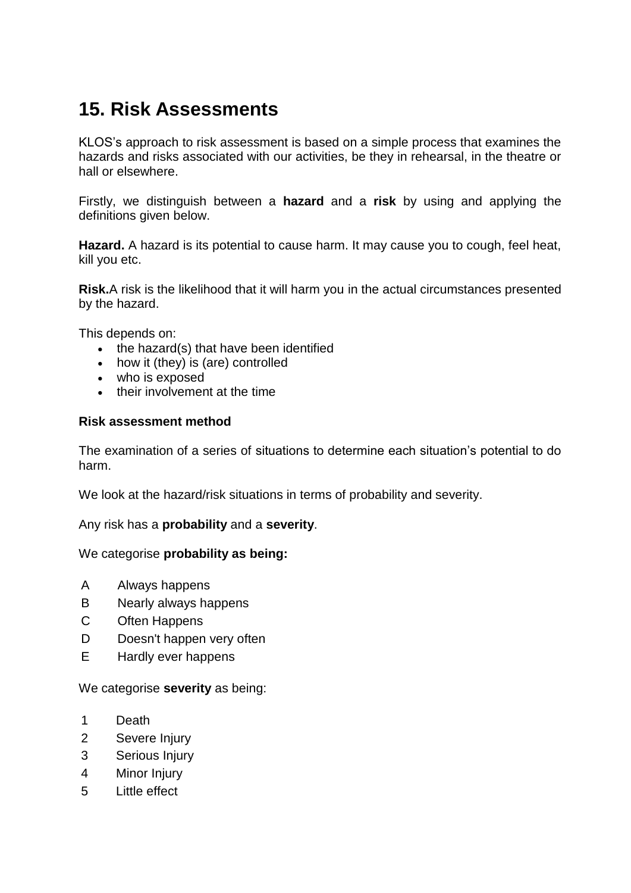# 15. Risk Assessments

KLOS's approach to risk assessment is based on a simple process that examines the hazards and risks associated with our activities, be they in rehearsal, in the theatre or hall or elsewhere.

Firstly, we distinguish between a **hazard** and a **risk** by using and applying the definitions given below.

**Hazard.** A hazard is its potential to cause harm. It may cause you to cough, feel heat, kill you etc.

**Risk.**A risk is the likelihood that it will harm you in the actual circumstances presented by the hazard.

This depends on:

- the hazard(s) that have been identified
- how it (they) is (are) controlled
- who is exposed
- their involvement at the time

**Risk assessment method**

The examination of a series of situations to determine each situation's potential to do harm.

We look at the hazard/risk situations in terms of probability and severity.

Any risk has a **probability** and a **severity**.

We categorise **probability as being:**

A Always happens
B Nearly always happens
C Often Happens
D Doesn't happen very often
E Hardly ever happens

We categorise **severity** as being:

1 Death
2 Severe Injury
3 Serious Injury
4 Minor Injury
5 Little effect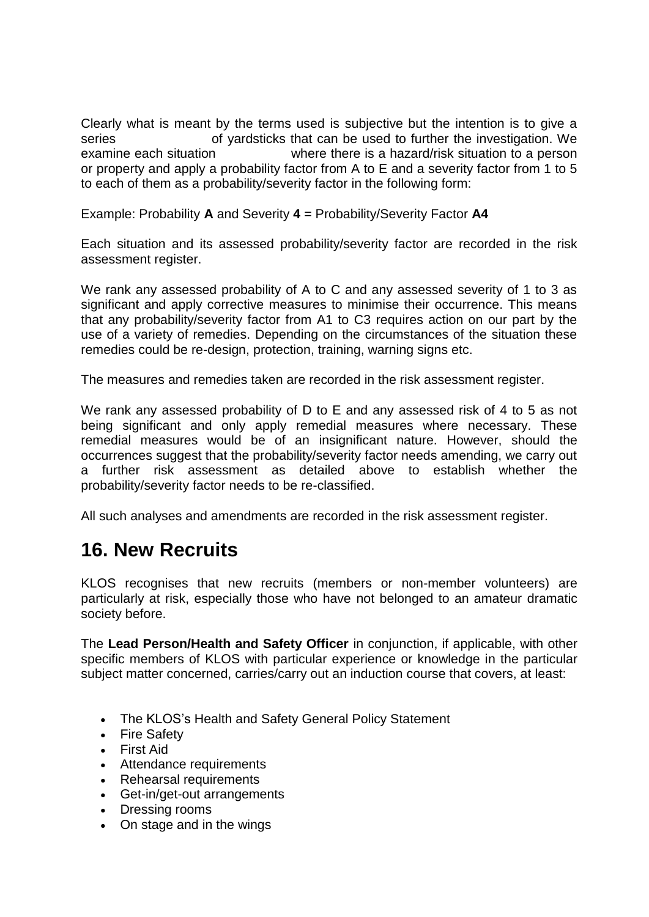Clearly what is meant by the terms used is subjective but the intention is to give a series of yardsticks that can be used to further the investigation. We examine each situation where there is a hazard/risk situation to a person or property and apply a probability factor from A to E and a severity factor from 1 to 5 to each of them as a probability/severity factor in the following form:

Example: Probability **A** and Severity **4** = Probability/Severity Factor **A4**

Each situation and its assessed probability/severity factor are recorded in the risk assessment register.

We rank any assessed probability of A to C and any assessed severity of 1 to 3 as significant and apply corrective measures to minimise their occurrence. This means that any probability/severity factor from A1 to C3 requires action on our part by the use of a variety of remedies. Depending on the circumstances of the situation these remedies could be re-design, protection, training, warning signs etc.

The measures and remedies taken are recorded in the risk assessment register.

We rank any assessed probability of D to E and any assessed risk of 4 to 5 as not being significant and only apply remedial measures where necessary. These remedial measures would be of an insignificant nature. However, should the occurrences suggest that the probability/severity factor needs amending, we carry out a further risk assessment as detailed above to establish whether the probability/severity factor needs to be re-classified.

All such analyses and amendments are recorded in the risk assessment register.

## 16. New Recruits

KLOS recognises that new recruits (members or non-member volunteers) are particularly at risk, especially those who have not belonged to an amateur dramatic society before.

The **Lead Person/Health and Safety Officer** in conjunction, if applicable, with other specific members of KLOS with particular experience or knowledge in the particular subject matter concerned, carries/carry out an induction course that covers, at least:

- The KLOS's Health and Safety General Policy Statement
- Fire Safety
- First Aid
- Attendance requirements
- Rehearsal requirements
- Get-in/get-out arrangements
- Dressing rooms
- On stage and in the wings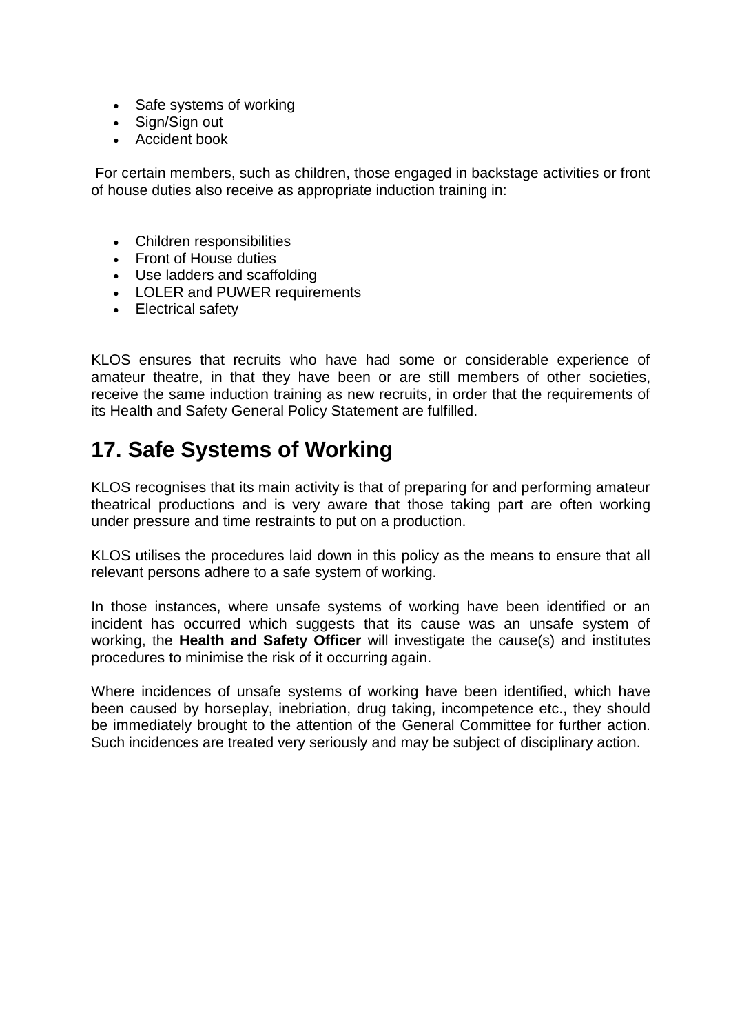- Safe systems of working
- Sign/Sign out
- Accident book

For certain members, such as children, those engaged in backstage activities or front of house duties also receive as appropriate induction training in:

- Children responsibilities
- Front of House duties
- Use ladders and scaffolding
- LOLER and PUWER requirements
- Electrical safety

KLOS ensures that recruits who have had some or considerable experience of amateur theatre, in that they have been or are still members of other societies, receive the same induction training as new recruits, in order that the requirements of its Health and Safety General Policy Statement are fulfilled.

## 17. Safe Systems of Working

KLOS recognises that its main activity is that of preparing for and performing amateur theatrical productions and is very aware that those taking part are often working under pressure and time restraints to put on a production.

KLOS utilises the procedures laid down in this policy as the means to ensure that all relevant persons adhere to a safe system of working.

In those instances, where unsafe systems of working have been identified or an incident has occurred which suggests that its cause was an unsafe system of working, the **Health and Safety Officer** will investigate the cause(s) and institutes procedures to minimise the risk of it occurring again.

Where incidences of unsafe systems of working have been identified, which have been caused by horseplay, inebriation, drug taking, incompetence etc., they should be immediately brought to the attention of the General Committee for further action. Such incidences are treated very seriously and may be subject of disciplinary action.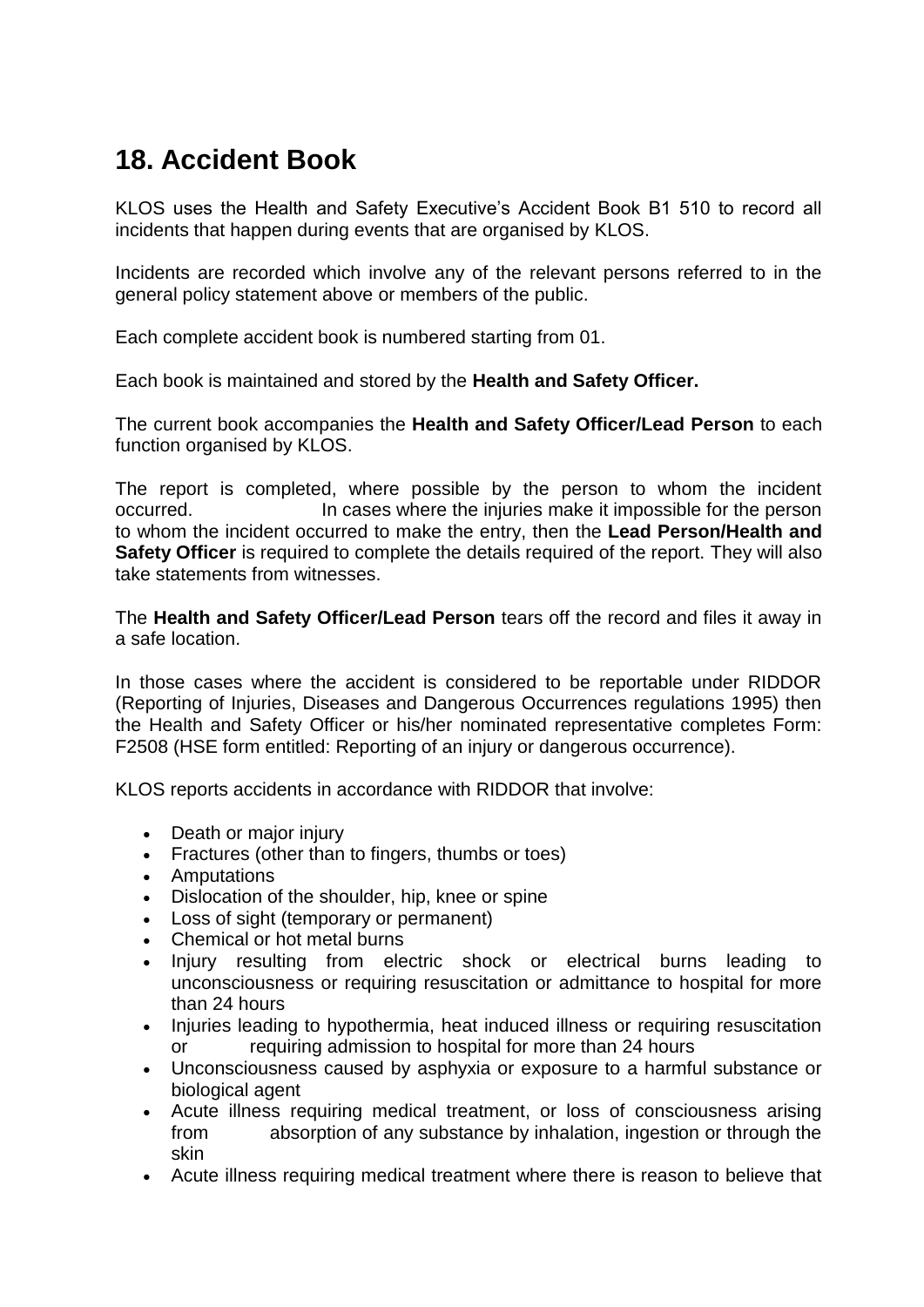## 18. Accident Book

KLOS uses the Health and Safety Executive's Accident Book B1 510 to record all incidents that happen during events that are organised by KLOS.

Incidents are recorded which involve any of the relevant persons referred to in the general policy statement above or members of the public.

Each complete accident book is numbered starting from 01.

Each book is maintained and stored by the **Health and Safety Officer.**

The current book accompanies the **Health and Safety Officer/Lead Person** to each function organised by KLOS.

The report is completed, where possible by the person to whom the incident occurred. In cases where the injuries make it impossible for the person to whom the incident occurred to make the entry, then the **Lead Person/Health and Safety Officer** is required to complete the details required of the report. They will also take statements from witnesses.

The **Health and Safety Officer/Lead Person** tears off the record and files it away in a safe location.

In those cases where the accident is considered to be reportable under RIDDOR (Reporting of Injuries, Diseases and Dangerous Occurrences regulations 1995) then the Health and Safety Officer or his/her nominated representative completes Form: F2508 (HSE form entitled: Reporting of an injury or dangerous occurrence).

KLOS reports accidents in accordance with RIDDOR that involve:

- Death or major injury
- Fractures (other than to fingers, thumbs or toes)
- Amputations
- Dislocation of the shoulder, hip, knee or spine
- Loss of sight (temporary or permanent)
- Chemical or hot metal burns
- Injury resulting from electric shock or electrical burns leading to unconsciousness or requiring resuscitation or admittance to hospital for more than 24 hours
- Injuries leading to hypothermia, heat induced illness or requiring resuscitation or requiring admission to hospital for more than 24 hours
- Unconsciousness caused by asphyxia or exposure to a harmful substance or biological agent
- Acute illness requiring medical treatment, or loss of consciousness arising from absorption of any substance by inhalation, ingestion or through the skin
- Acute illness requiring medical treatment where there is reason to believe that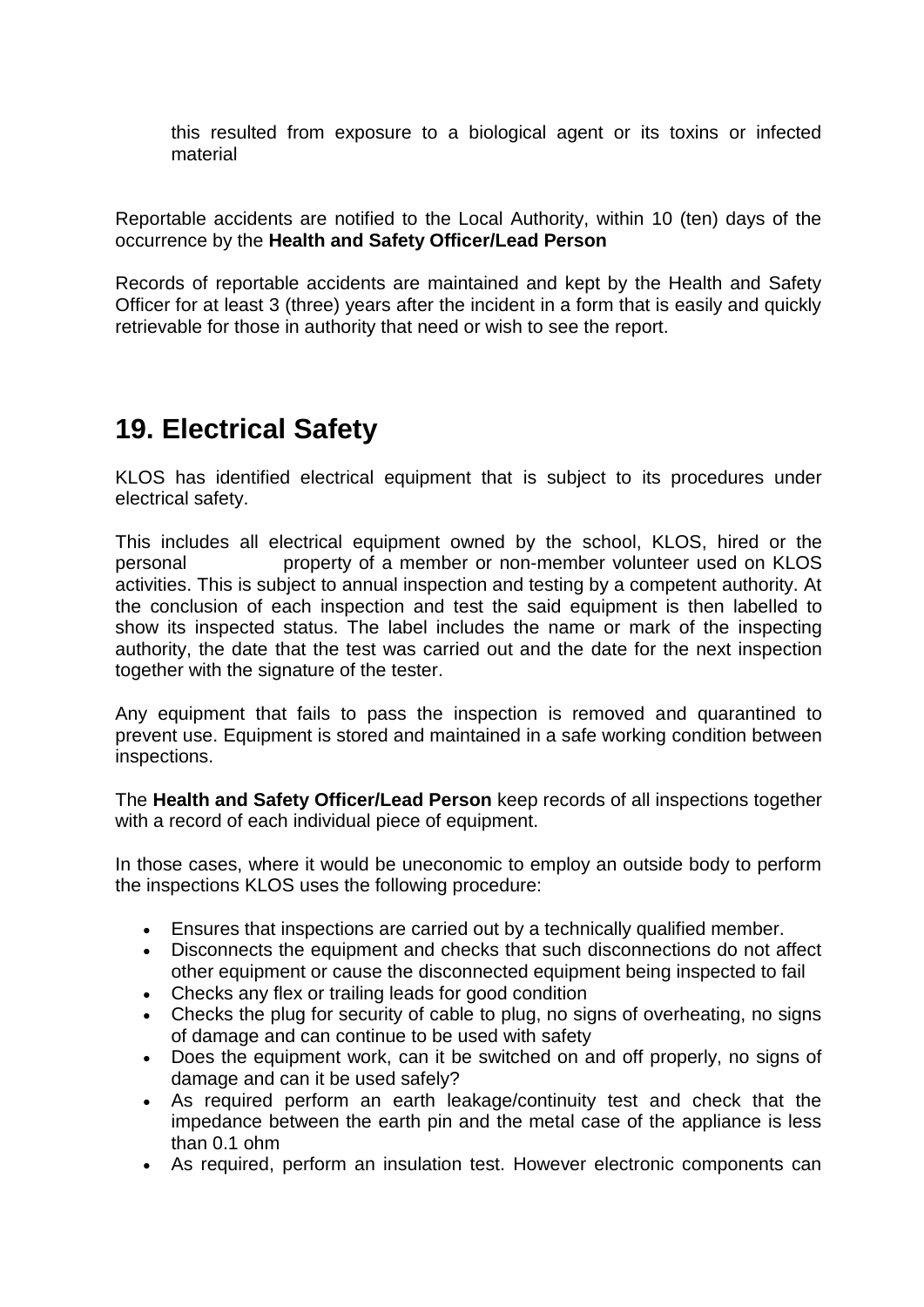this resulted from exposure to a biological agent or its toxins or infected material

Reportable accidents are notified to the Local Authority, within 10 (ten) days of the occurrence by the **Health and Safety Officer/Lead Person**

Records of reportable accidents are maintained and kept by the Health and Safety Officer for at least 3 (three) years after the incident in a form that is easily and quickly retrievable for those in authority that need or wish to see the report.

## 19. Electrical Safety

KLOS has identified electrical equipment that is subject to its procedures under electrical safety.

This includes all electrical equipment owned by the school, KLOS, hired or the personal property of a member or non-member volunteer used on KLOS activities. This is subject to annual inspection and testing by a competent authority. At the conclusion of each inspection and test the said equipment is then labelled to show its inspected status. The label includes the name or mark of the inspecting authority, the date that the test was carried out and the date for the next inspection together with the signature of the tester.

Any equipment that fails to pass the inspection is removed and quarantined to prevent use. Equipment is stored and maintained in a safe working condition between inspections.

The **Health and Safety Officer/Lead Person** keep records of all inspections together with a record of each individual piece of equipment.

In those cases, where it would be uneconomic to employ an outside body to perform the inspections KLOS uses the following procedure:

- Ensures that inspections are carried out by a technically qualified member.
- Disconnects the equipment and checks that such disconnections do not affect other equipment or cause the disconnected equipment being inspected to fail
- Checks any flex or trailing leads for good condition
- Checks the plug for security of cable to plug, no signs of overheating, no signs of damage and can continue to be used with safety
- Does the equipment work, can it be switched on and off properly, no signs of damage and can it be used safely?
- As required perform an earth leakage/continuity test and check that the impedance between the earth pin and the metal case of the appliance is less than 0.1 ohm
- As required, perform an insulation test. However electronic components can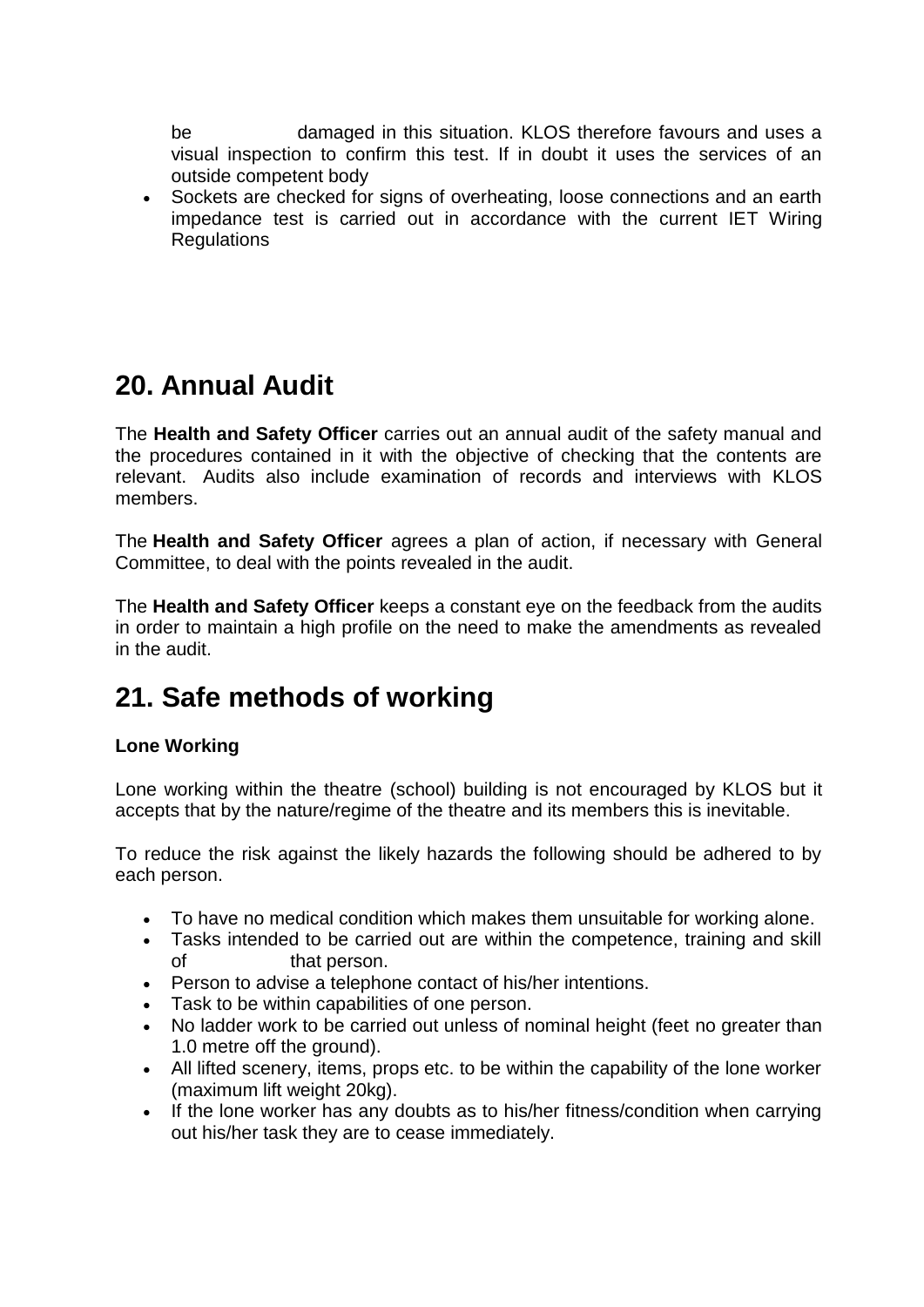be damaged in this situation. KLOS therefore favours and uses a visual inspection to confirm this test. If in doubt it uses the services of an outside competent body

- Sockets are checked for signs of overheating, loose connections and an earth impedance test is carried out in accordance with the current IET Wiring Regulations

## 20. Annual Audit

The **Health and Safety Officer** carries out an annual audit of the safety manual and the procedures contained in it with the objective of checking that the contents are relevant. Audits also include examination of records and interviews with KLOS members.

The **Health and Safety Officer** agrees a plan of action, if necessary with General Committee, to deal with the points revealed in the audit.

The **Health and Safety Officer** keeps a constant eye on the feedback from the audits in order to maintain a high profile on the need to make the amendments as revealed in the audit.

## 21. Safe methods of working

**Lone Working**

Lone working within the theatre (school) building is not encouraged by KLOS but it accepts that by the nature/regime of the theatre and its members this is inevitable.

To reduce the risk against the likely hazards the following should be adhered to by each person.

- To have no medical condition which makes them unsuitable for working alone.
- Tasks intended to be carried out are within the competence, training and skill of that person.
- Person to advise a telephone contact of his/her intentions.
- Task to be within capabilities of one person.
- No ladder work to be carried out unless of nominal height (feet no greater than 1.0 metre off the ground).
- All lifted scenery, items, props etc. to be within the capability of the lone worker (maximum lift weight 20kg).
- If the lone worker has any doubts as to his/her fitness/condition when carrying out his/her task they are to cease immediately.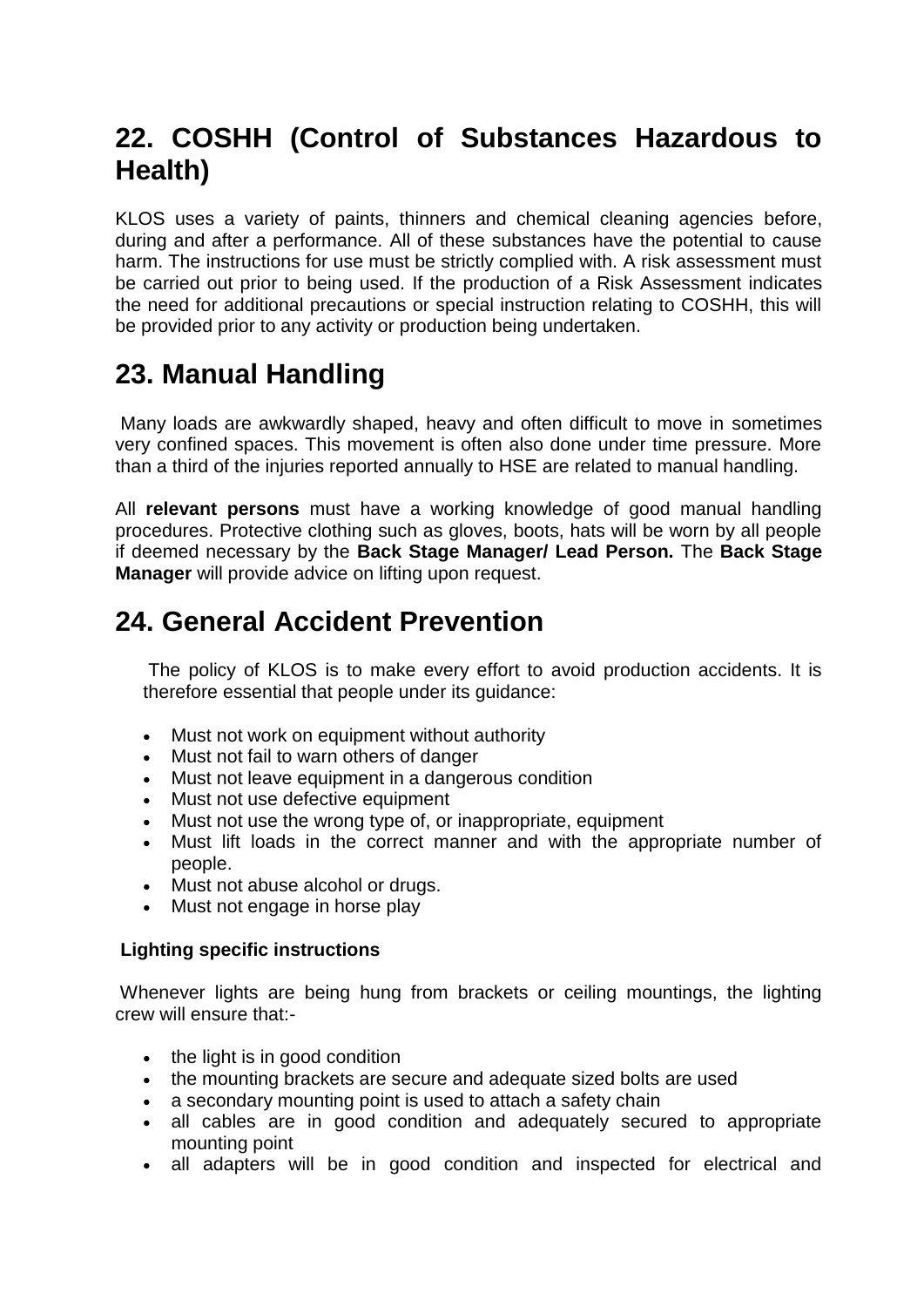## 22. COSHH (Control of Substances Hazardous to Health)

KLOS uses a variety of paints, thinners and chemical cleaning agencies before, during and after a performance. All of these substances have the potential to cause harm. The instructions for use must be strictly complied with. A risk assessment must be carried out prior to being used. If the production of a Risk Assessment indicates the need for additional precautions or special instruction relating to COSHH, this will be provided prior to any activity or production being undertaken.

## 23. Manual Handling

Many loads are awkwardly shaped, heavy and often difficult to move in sometimes very confined spaces. This movement is often also done under time pressure. More than a third of the injuries reported annually to HSE are related to manual handling.

All **relevant persons** must have a working knowledge of good manual handling procedures. Protective clothing such as gloves, boots, hats will be worn by all people if deemed necessary by the **Back Stage Manager/ Lead Person.** The **Back Stage Manager** will provide advice on lifting upon request.

## 24. General Accident Prevention

The policy of KLOS is to make every effort to avoid production accidents. It is therefore essential that people under its guidance:

- Must not work on equipment without authority
- Must not fail to warn others of danger
- Must not leave equipment in a dangerous condition
- Must not use defective equipment
- Must not use the wrong type of, or inappropriate, equipment
- Must lift loads in the correct manner and with the appropriate number of people.
- Must not abuse alcohol or drugs.
- Must not engage in horse play

**Lighting specific instructions**

Whenever lights are being hung from brackets or ceiling mountings, the lighting crew will ensure that:-

- the light is in good condition
- the mounting brackets are secure and adequate sized bolts are used
- a secondary mounting point is used to attach a safety chain
- all cables are in good condition and adequately secured to appropriate mounting point
- all adapters will be in good condition and inspected for electrical and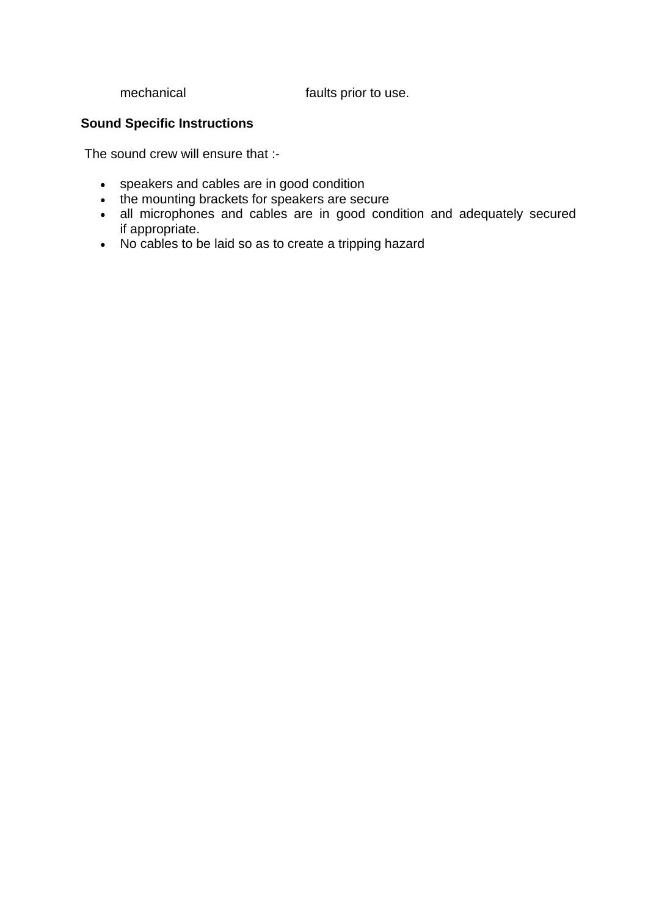mechanical faults prior to use.

**Sound Specific Instructions**

The sound crew will ensure that :-

- speakers and cables are in good condition
- the mounting brackets for speakers are secure
- all microphones and cables are in good condition and adequately secured if appropriate.
- No cables to be laid so as to create a tripping hazard